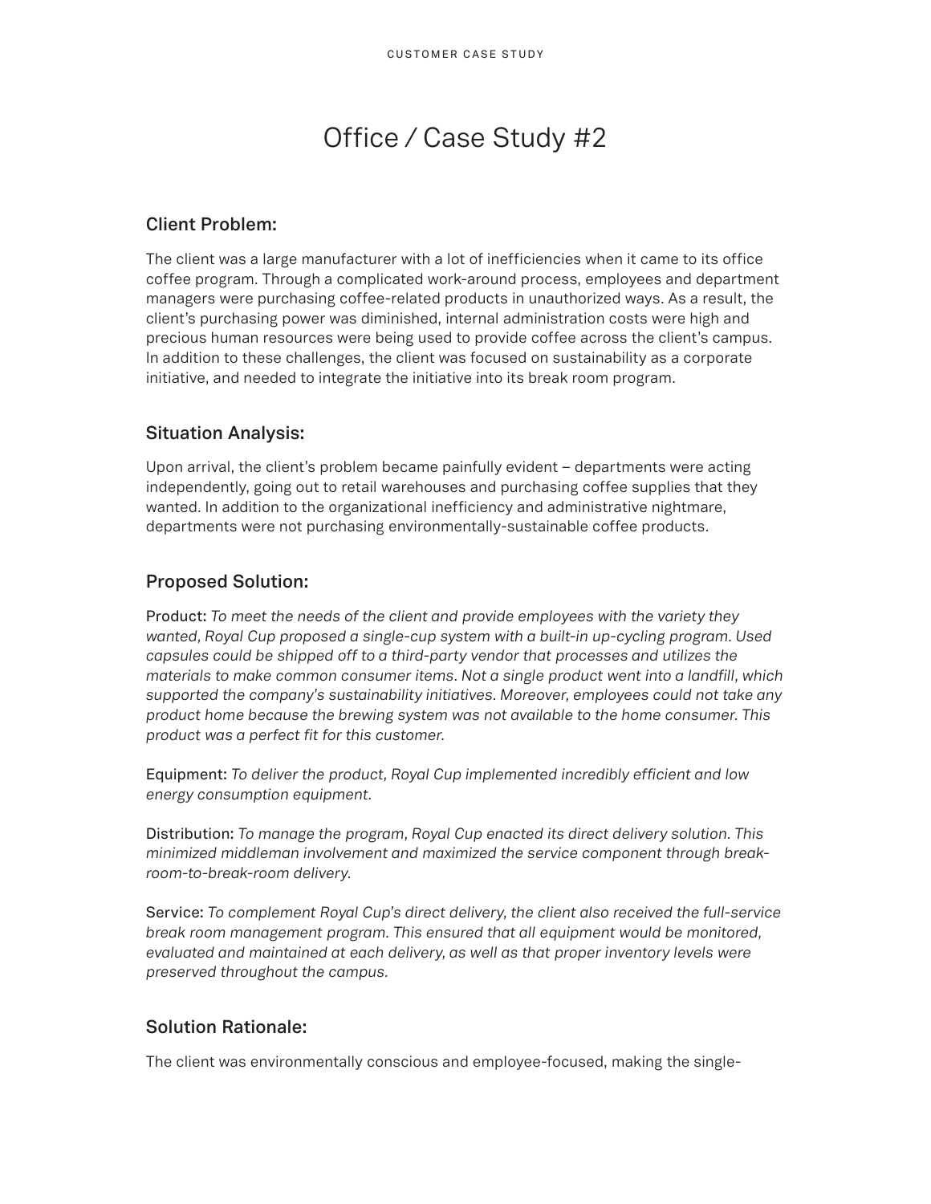# Office / Case Study #2

## Client Problem:

The client was a large manufacturer with a lot of inefficiencies when it came to its office coffee program. Through a complicated work-around process, employees and department managers were purchasing coffee-related products in unauthorized ways. As a result, the client's purchasing power was diminished, internal administration costs were high and precious human resources were being used to provide coffee across the client's campus. In addition to these challenges, the client was focused on sustainability as a corporate initiative, and needed to integrate the initiative into its break room program.

## Situation Analysis:

Upon arrival, the client's problem became painfully evident – departments were acting independently, going out to retail warehouses and purchasing coffee supplies that they wanted. In addition to the organizational inefficiency and administrative nightmare, departments were not purchasing environmentally-sustainable coffee products.

## Proposed Solution:

Product: *To meet the needs of the client and provide employees with the variety they wanted, Royal Cup proposed a single-cup system with a built-in up-cycling program. Used capsules could be shipped off to a third-party vendor that processes and utilizes the materials to make common consumer items. Not a single product went into a landfill, which supported the company's sustainability initiatives. Moreover, employees could not take any product home because the brewing system was not available to the home consumer. This product was a perfect fit for this customer.*

Equipment: *To deliver the product, Royal Cup implemented incredibly efficient and low energy consumption equipment.*

Distribution: *To manage the program, Royal Cup enacted its direct delivery solution. This minimized middleman involvement and maximized the service component through break-room-to-break-room delivery.*

Service: *To complement Royal Cup's direct delivery, the client also received the full-service break room management program. This ensured that all equipment would be monitored, evaluated and maintained at each delivery, as well as that proper inventory levels were preserved throughout the campus.*

## Solution Rationale:

The client was environmentally conscious and employee-focused, making the single-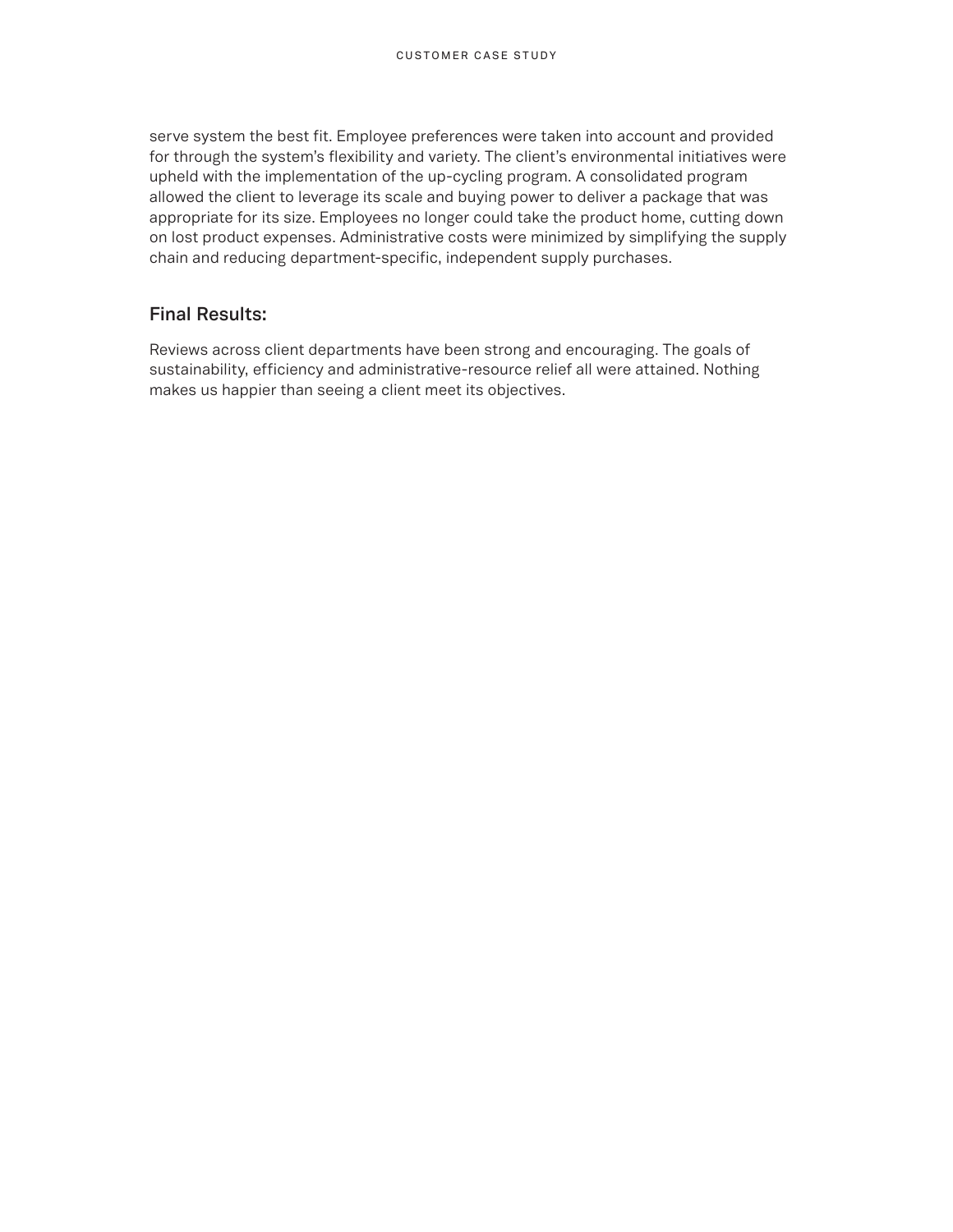serve system the best fit. Employee preferences were taken into account and provided for through the system's flexibility and variety. The client's environmental initiatives were upheld with the implementation of the up-cycling program. A consolidated program allowed the client to leverage its scale and buying power to deliver a package that was appropriate for its size. Employees no longer could take the product home, cutting down on lost product expenses. Administrative costs were minimized by simplifying the supply chain and reducing department-specific, independent supply purchases.

## Final Results:

Reviews across client departments have been strong and encouraging. The goals of sustainability, efficiency and administrative-resource relief all were attained. Nothing makes us happier than seeing a client meet its objectives.